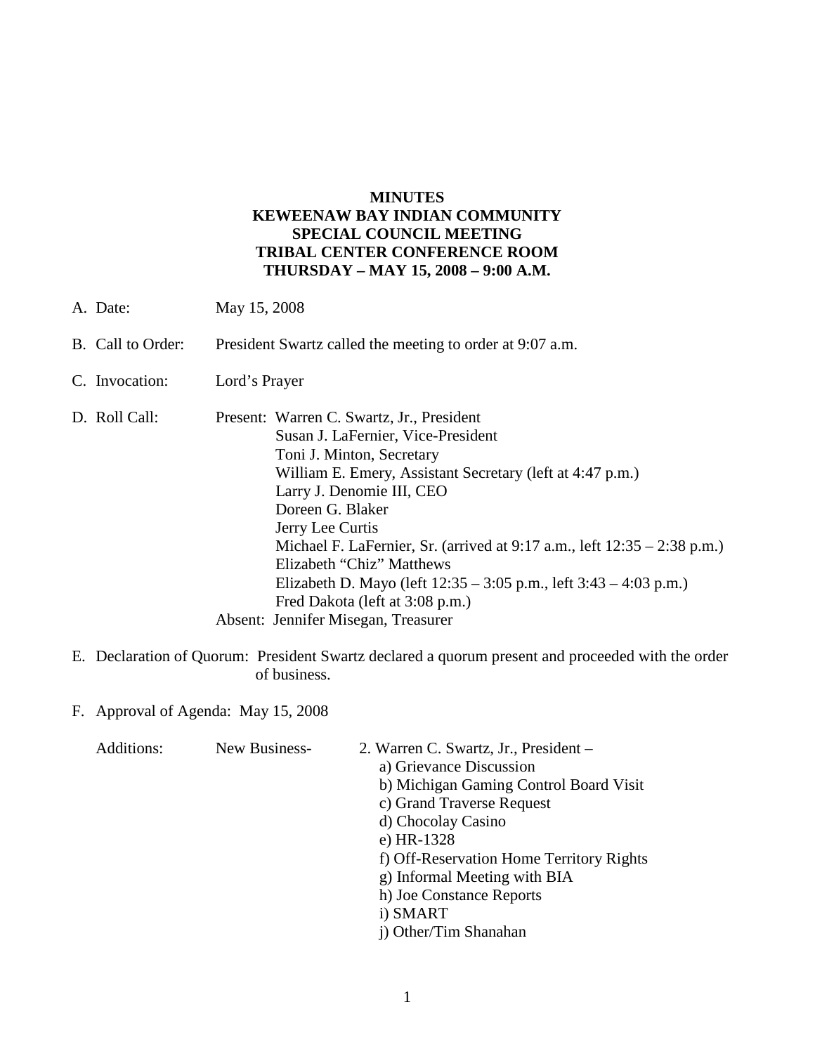**MINUTES**
**KEWEENAW BAY INDIAN COMMUNITY**
**SPECIAL COUNCIL MEETING**
**TRIBAL CENTER CONFERENCE ROOM**
**THURSDAY – MAY 15, 2008 – 9:00 A.M.**

A. Date: May 15, 2008

B. Call to Order: President Swartz called the meeting to order at 9:07 a.m.

C. Invocation: Lord's Prayer

D. Roll Call: Present: Warren C. Swartz, Jr., President
Susan J. LaFernier, Vice-President
Toni J. Minton, Secretary
William E. Emery, Assistant Secretary (left at 4:47 p.m.)
Larry J. Denomie III, CEO
Doreen G. Blaker
Jerry Lee Curtis
Michael F. LaFernier, Sr. (arrived at 9:17 a.m., left 12:35 – 2:38 p.m.)
Elizabeth "Chiz" Matthews
Elizabeth D. Mayo (left 12:35 – 3:05 p.m., left 3:43 – 4:03 p.m.)
Fred Dakota (left at 3:08 p.m.)
Absent: Jennifer Misegan, Treasurer

E. Declaration of Quorum: President Swartz declared a quorum present and proceeded with the order of business.

F. Approval of Agenda: May 15, 2008

Additions: New Business- 2. Warren C. Swartz, Jr., President –
a) Grievance Discussion
b) Michigan Gaming Control Board Visit
c) Grand Traverse Request
d) Chocolay Casino
e) HR-1328
f) Off-Reservation Home Territory Rights
g) Informal Meeting with BIA
h) Joe Constance Reports
i) SMART
j) Other/Tim Shanahan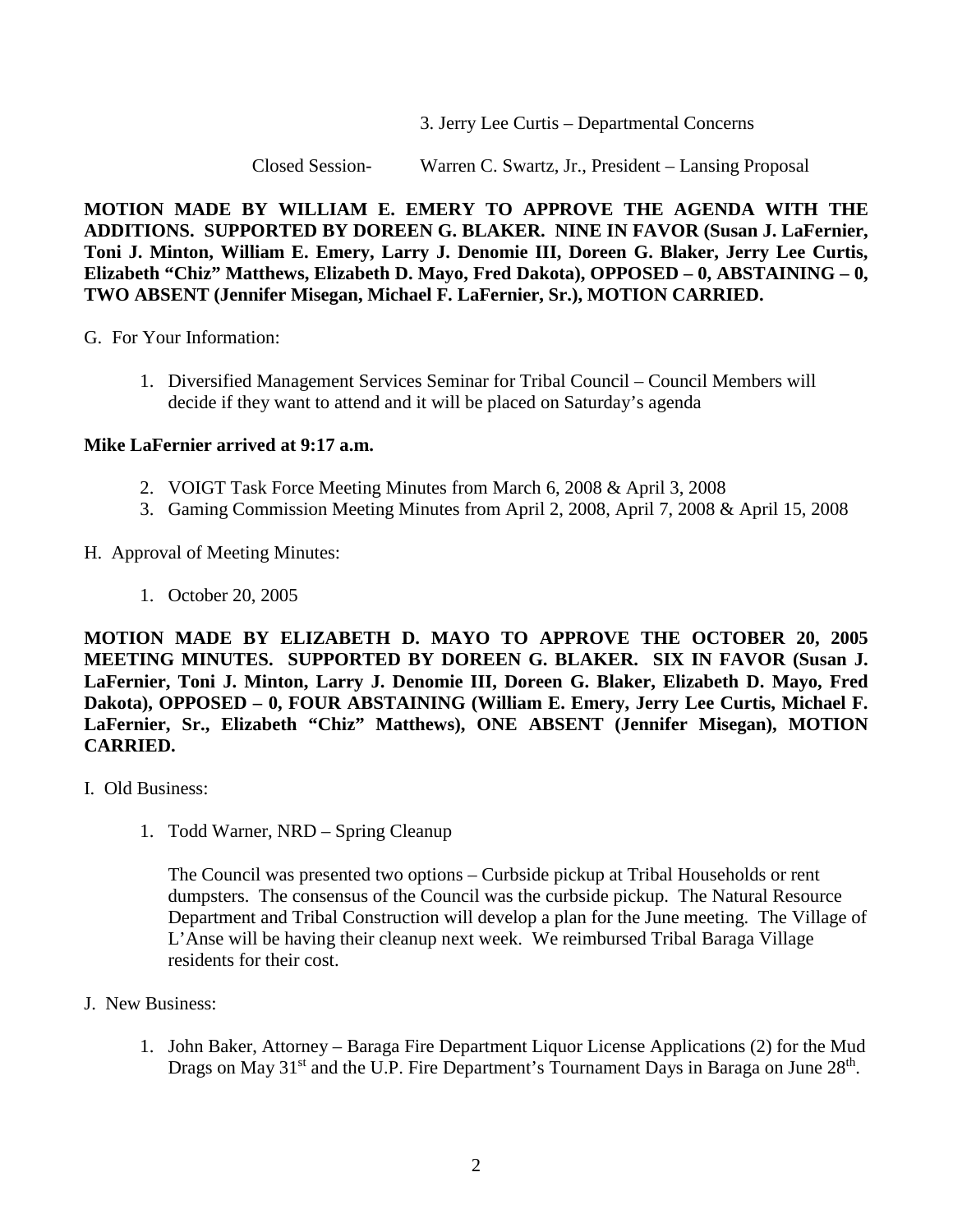3. Jerry Lee Curtis – Departmental Concerns

Closed Session- Warren C. Swartz, Jr., President – Lansing Proposal

**MOTION MADE BY WILLIAM E. EMERY TO APPROVE THE AGENDA WITH THE ADDITIONS. SUPPORTED BY DOREEN G. BLAKER. NINE IN FAVOR (Susan J. LaFernier, Toni J. Minton, William E. Emery, Larry J. Denomie III, Doreen G. Blaker, Jerry Lee Curtis, Elizabeth "Chiz" Matthews, Elizabeth D. Mayo, Fred Dakota), OPPOSED – 0, ABSTAINING – 0, TWO ABSENT (Jennifer Misegan, Michael F. LaFernier, Sr.), MOTION CARRIED.**

G. For Your Information:

1. Diversified Management Services Seminar for Tribal Council – Council Members will decide if they want to attend and it will be placed on Saturday's agenda

**Mike LaFernier arrived at 9:17 a.m.**

2. VOIGT Task Force Meeting Minutes from March 6, 2008 & April 3, 2008
3. Gaming Commission Meeting Minutes from April 2, 2008, April 7, 2008 & April 15, 2008

H. Approval of Meeting Minutes:

1. October 20, 2005

**MOTION MADE BY ELIZABETH D. MAYO TO APPROVE THE OCTOBER 20, 2005 MEETING MINUTES. SUPPORTED BY DOREEN G. BLAKER. SIX IN FAVOR (Susan J. LaFernier, Toni J. Minton, Larry J. Denomie III, Doreen G. Blaker, Elizabeth D. Mayo, Fred Dakota), OPPOSED – 0, FOUR ABSTAINING (William E. Emery, Jerry Lee Curtis, Michael F. LaFernier, Sr., Elizabeth "Chiz" Matthews), ONE ABSENT (Jennifer Misegan), MOTION CARRIED.**

I. Old Business:

1. Todd Warner, NRD – Spring Cleanup

   The Council was presented two options – Curbside pickup at Tribal Households or rent dumpsters. The consensus of the Council was the curbside pickup. The Natural Resource Department and Tribal Construction will develop a plan for the June meeting. The Village of L'Anse will be having their cleanup next week. We reimbursed Tribal Baraga Village residents for their cost.

J. New Business:

1. John Baker, Attorney – Baraga Fire Department Liquor License Applications (2) for the Mud Drags on May 31st and the U.P. Fire Department's Tournament Days in Baraga on June 28th.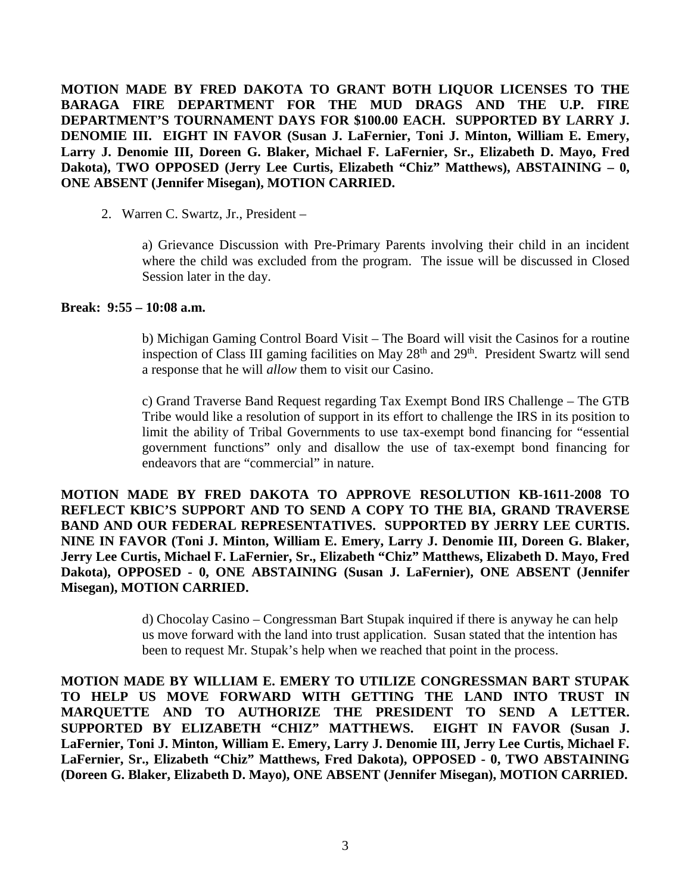**MOTION MADE BY FRED DAKOTA TO GRANT BOTH LIQUOR LICENSES TO THE BARAGA FIRE DEPARTMENT FOR THE MUD DRAGS AND THE U.P. FIRE DEPARTMENT'S TOURNAMENT DAYS FOR $100.00 EACH. SUPPORTED BY LARRY J. DENOMIE III. EIGHT IN FAVOR (Susan J. LaFernier, Toni J. Minton, William E. Emery, Larry J. Denomie III, Doreen G. Blaker, Michael F. LaFernier, Sr., Elizabeth D. Mayo, Fred Dakota), TWO OPPOSED (Jerry Lee Curtis, Elizabeth "Chiz" Matthews), ABSTAINING – 0, ONE ABSENT (Jennifer Misegan), MOTION CARRIED.**

2. Warren C. Swartz, Jr., President –

   a) Grievance Discussion with Pre-Primary Parents involving their child in an incident where the child was excluded from the program. The issue will be discussed in Closed Session later in the day.

**Break: 9:55 – 10:08 a.m.**

   b) Michigan Gaming Control Board Visit – The Board will visit the Casinos for a routine inspection of Class III gaming facilities on May 28th and 29th. President Swartz will send a response that he will *allow* them to visit our Casino.

   c) Grand Traverse Band Request regarding Tax Exempt Bond IRS Challenge – The GTB Tribe would like a resolution of support in its effort to challenge the IRS in its position to limit the ability of Tribal Governments to use tax-exempt bond financing for "essential government functions" only and disallow the use of tax-exempt bond financing for endeavors that are "commercial" in nature.

**MOTION MADE BY FRED DAKOTA TO APPROVE RESOLUTION KB-1611-2008 TO REFLECT KBIC'S SUPPORT AND TO SEND A COPY TO THE BIA, GRAND TRAVERSE BAND AND OUR FEDERAL REPRESENTATIVES. SUPPORTED BY JERRY LEE CURTIS. NINE IN FAVOR (Toni J. Minton, William E. Emery, Larry J. Denomie III, Doreen G. Blaker, Jerry Lee Curtis, Michael F. LaFernier, Sr., Elizabeth "Chiz" Matthews, Elizabeth D. Mayo, Fred Dakota), OPPOSED - 0, ONE ABSTAINING (Susan J. LaFernier), ONE ABSENT (Jennifer Misegan), MOTION CARRIED.**

   d) Chocolay Casino – Congressman Bart Stupak inquired if there is anyway he can help us move forward with the land into trust application. Susan stated that the intention has been to request Mr. Stupak's help when we reached that point in the process.

**MOTION MADE BY WILLIAM E. EMERY TO UTILIZE CONGRESSMAN BART STUPAK TO HELP US MOVE FORWARD WITH GETTING THE LAND INTO TRUST IN MARQUETTE AND TO AUTHORIZE THE PRESIDENT TO SEND A LETTER. SUPPORTED BY ELIZABETH "CHIZ" MATTHEWS. EIGHT IN FAVOR (Susan J. LaFernier, Toni J. Minton, William E. Emery, Larry J. Denomie III, Jerry Lee Curtis, Michael F. LaFernier, Sr., Elizabeth "Chiz" Matthews, Fred Dakota), OPPOSED - 0, TWO ABSTAINING (Doreen G. Blaker, Elizabeth D. Mayo), ONE ABSENT (Jennifer Misegan), MOTION CARRIED.**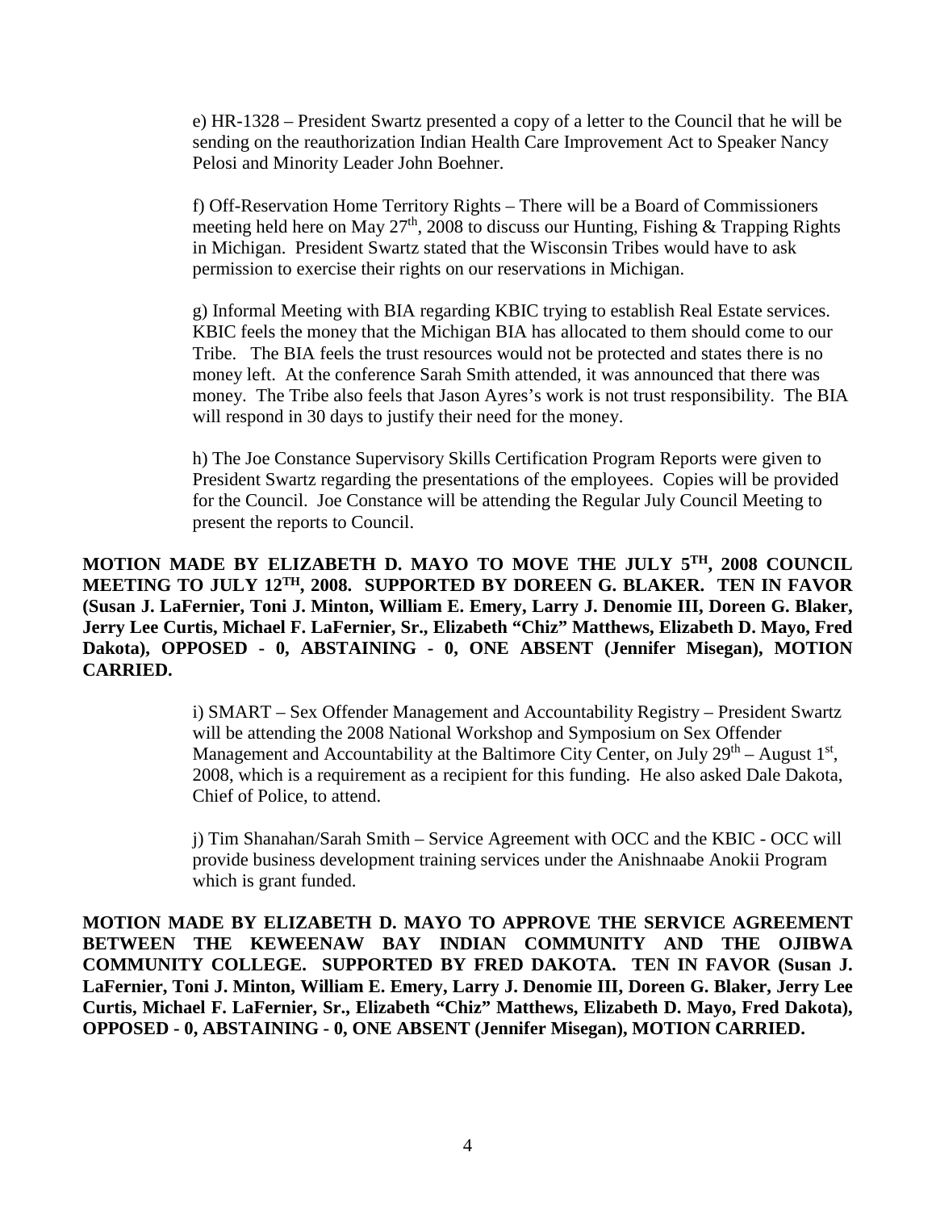e) HR-1328 – President Swartz presented a copy of a letter to the Council that he will be sending on the reauthorization Indian Health Care Improvement Act to Speaker Nancy Pelosi and Minority Leader John Boehner.

f) Off-Reservation Home Territory Rights – There will be a Board of Commissioners meeting held here on May 27th, 2008 to discuss our Hunting, Fishing & Trapping Rights in Michigan. President Swartz stated that the Wisconsin Tribes would have to ask permission to exercise their rights on our reservations in Michigan.

g) Informal Meeting with BIA regarding KBIC trying to establish Real Estate services. KBIC feels the money that the Michigan BIA has allocated to them should come to our Tribe. The BIA feels the trust resources would not be protected and states there is no money left. At the conference Sarah Smith attended, it was announced that there was money. The Tribe also feels that Jason Ayres's work is not trust responsibility. The BIA will respond in 30 days to justify their need for the money.

h) The Joe Constance Supervisory Skills Certification Program Reports were given to President Swartz regarding the presentations of the employees. Copies will be provided for the Council. Joe Constance will be attending the Regular July Council Meeting to present the reports to Council.

**MOTION MADE BY ELIZABETH D. MAYO TO MOVE THE JULY 5TH, 2008 COUNCIL MEETING TO JULY 12TH, 2008. SUPPORTED BY DOREEN G. BLAKER. TEN IN FAVOR (Susan J. LaFernier, Toni J. Minton, William E. Emery, Larry J. Denomie III, Doreen G. Blaker, Jerry Lee Curtis, Michael F. LaFernier, Sr., Elizabeth "Chiz" Matthews, Elizabeth D. Mayo, Fred Dakota), OPPOSED - 0, ABSTAINING - 0, ONE ABSENT (Jennifer Misegan), MOTION CARRIED.**

i) SMART – Sex Offender Management and Accountability Registry – President Swartz will be attending the 2008 National Workshop and Symposium on Sex Offender Management and Accountability at the Baltimore City Center, on July 29th – August 1st, 2008, which is a requirement as a recipient for this funding. He also asked Dale Dakota, Chief of Police, to attend.

j) Tim Shanahan/Sarah Smith – Service Agreement with OCC and the KBIC - OCC will provide business development training services under the Anishnaabe Anokii Program which is grant funded.

**MOTION MADE BY ELIZABETH D. MAYO TO APPROVE THE SERVICE AGREEMENT BETWEEN THE KEWEENAW BAY INDIAN COMMUNITY AND THE OJIBWA COMMUNITY COLLEGE. SUPPORTED BY FRED DAKOTA. TEN IN FAVOR (Susan J. LaFernier, Toni J. Minton, William E. Emery, Larry J. Denomie III, Doreen G. Blaker, Jerry Lee Curtis, Michael F. LaFernier, Sr., Elizabeth "Chiz" Matthews, Elizabeth D. Mayo, Fred Dakota), OPPOSED - 0, ABSTAINING - 0, ONE ABSENT (Jennifer Misegan), MOTION CARRIED.**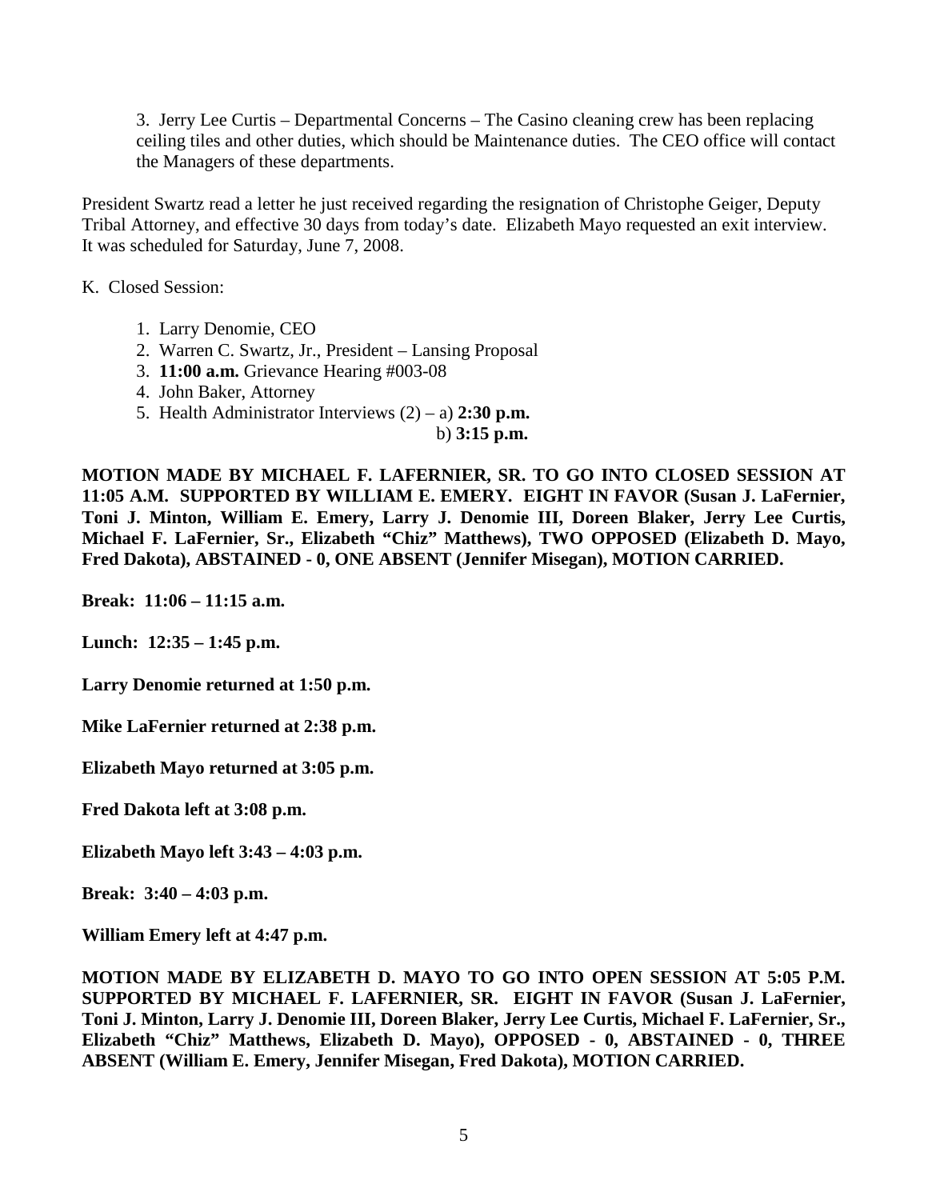3. Jerry Lee Curtis – Departmental Concerns – The Casino cleaning crew has been replacing ceiling tiles and other duties, which should be Maintenance duties. The CEO office will contact the Managers of these departments.

President Swartz read a letter he just received regarding the resignation of Christophe Geiger, Deputy Tribal Attorney, and effective 30 days from today's date. Elizabeth Mayo requested an exit interview. It was scheduled for Saturday, June 7, 2008.

K. Closed Session:

1. Larry Denomie, CEO
2. Warren C. Swartz, Jr., President – Lansing Proposal
3. **11:00 a.m.** Grievance Hearing #003-08
4. John Baker, Attorney
5. Health Administrator Interviews (2) – a) **2:30 p.m.**
   b) **3:15 p.m.**

**MOTION MADE BY MICHAEL F. LAFERNIER, SR. TO GO INTO CLOSED SESSION AT 11:05 A.M. SUPPORTED BY WILLIAM E. EMERY. EIGHT IN FAVOR (Susan J. LaFernier, Toni J. Minton, William E. Emery, Larry J. Denomie III, Doreen Blaker, Jerry Lee Curtis, Michael F. LaFernier, Sr., Elizabeth "Chiz" Matthews), TWO OPPOSED (Elizabeth D. Mayo, Fred Dakota), ABSTAINED - 0, ONE ABSENT (Jennifer Misegan), MOTION CARRIED.**

**Break: 11:06 – 11:15 a.m.**

**Lunch: 12:35 – 1:45 p.m.**

**Larry Denomie returned at 1:50 p.m.**

**Mike LaFernier returned at 2:38 p.m.**

**Elizabeth Mayo returned at 3:05 p.m.**

**Fred Dakota left at 3:08 p.m.**

**Elizabeth Mayo left 3:43 – 4:03 p.m.**

**Break: 3:40 – 4:03 p.m.**

**William Emery left at 4:47 p.m.**

**MOTION MADE BY ELIZABETH D. MAYO TO GO INTO OPEN SESSION AT 5:05 P.M. SUPPORTED BY MICHAEL F. LAFERNIER, SR. EIGHT IN FAVOR (Susan J. LaFernier, Toni J. Minton, Larry J. Denomie III, Doreen Blaker, Jerry Lee Curtis, Michael F. LaFernier, Sr., Elizabeth "Chiz" Matthews, Elizabeth D. Mayo), OPPOSED - 0, ABSTAINED - 0, THREE ABSENT (William E. Emery, Jennifer Misegan, Fred Dakota), MOTION CARRIED.**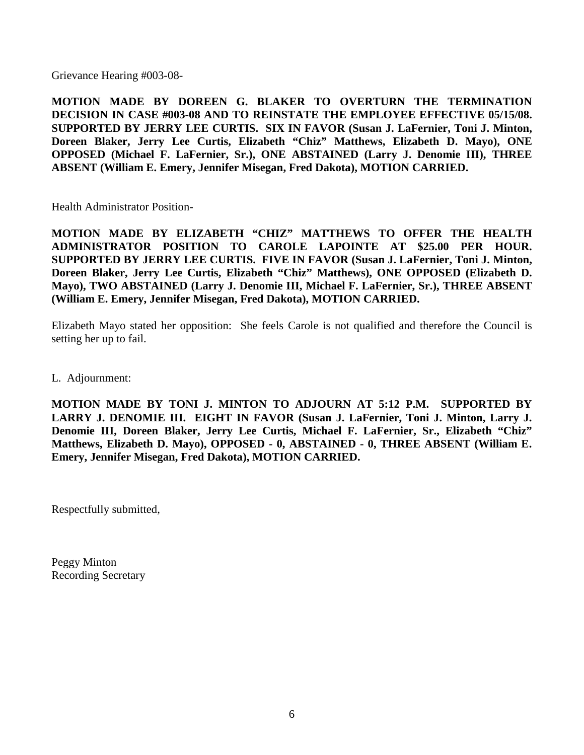Grievance Hearing #003-08-

**MOTION MADE BY DOREEN G. BLAKER TO OVERTURN THE TERMINATION DECISION IN CASE #003-08 AND TO REINSTATE THE EMPLOYEE EFFECTIVE 05/15/08. SUPPORTED BY JERRY LEE CURTIS. SIX IN FAVOR (Susan J. LaFernier, Toni J. Minton, Doreen Blaker, Jerry Lee Curtis, Elizabeth "Chiz" Matthews, Elizabeth D. Mayo), ONE OPPOSED (Michael F. LaFernier, Sr.), ONE ABSTAINED (Larry J. Denomie III), THREE ABSENT (William E. Emery, Jennifer Misegan, Fred Dakota), MOTION CARRIED.**

Health Administrator Position-

**MOTION MADE BY ELIZABETH "CHIZ" MATTHEWS TO OFFER THE HEALTH ADMINISTRATOR POSITION TO CAROLE LAPOINTE AT $25.00 PER HOUR. SUPPORTED BY JERRY LEE CURTIS. FIVE IN FAVOR (Susan J. LaFernier, Toni J. Minton, Doreen Blaker, Jerry Lee Curtis, Elizabeth "Chiz" Matthews), ONE OPPOSED (Elizabeth D. Mayo), TWO ABSTAINED (Larry J. Denomie III, Michael F. LaFernier, Sr.), THREE ABSENT (William E. Emery, Jennifer Misegan, Fred Dakota), MOTION CARRIED.**

Elizabeth Mayo stated her opposition: She feels Carole is not qualified and therefore the Council is setting her up to fail.

L. Adjournment:

**MOTION MADE BY TONI J. MINTON TO ADJOURN AT 5:12 P.M. SUPPORTED BY LARRY J. DENOMIE III. EIGHT IN FAVOR (Susan J. LaFernier, Toni J. Minton, Larry J. Denomie III, Doreen Blaker, Jerry Lee Curtis, Michael F. LaFernier, Sr., Elizabeth "Chiz" Matthews, Elizabeth D. Mayo), OPPOSED - 0, ABSTAINED - 0, THREE ABSENT (William E. Emery, Jennifer Misegan, Fred Dakota), MOTION CARRIED.**

Respectfully submitted,

Peggy Minton
Recording Secretary